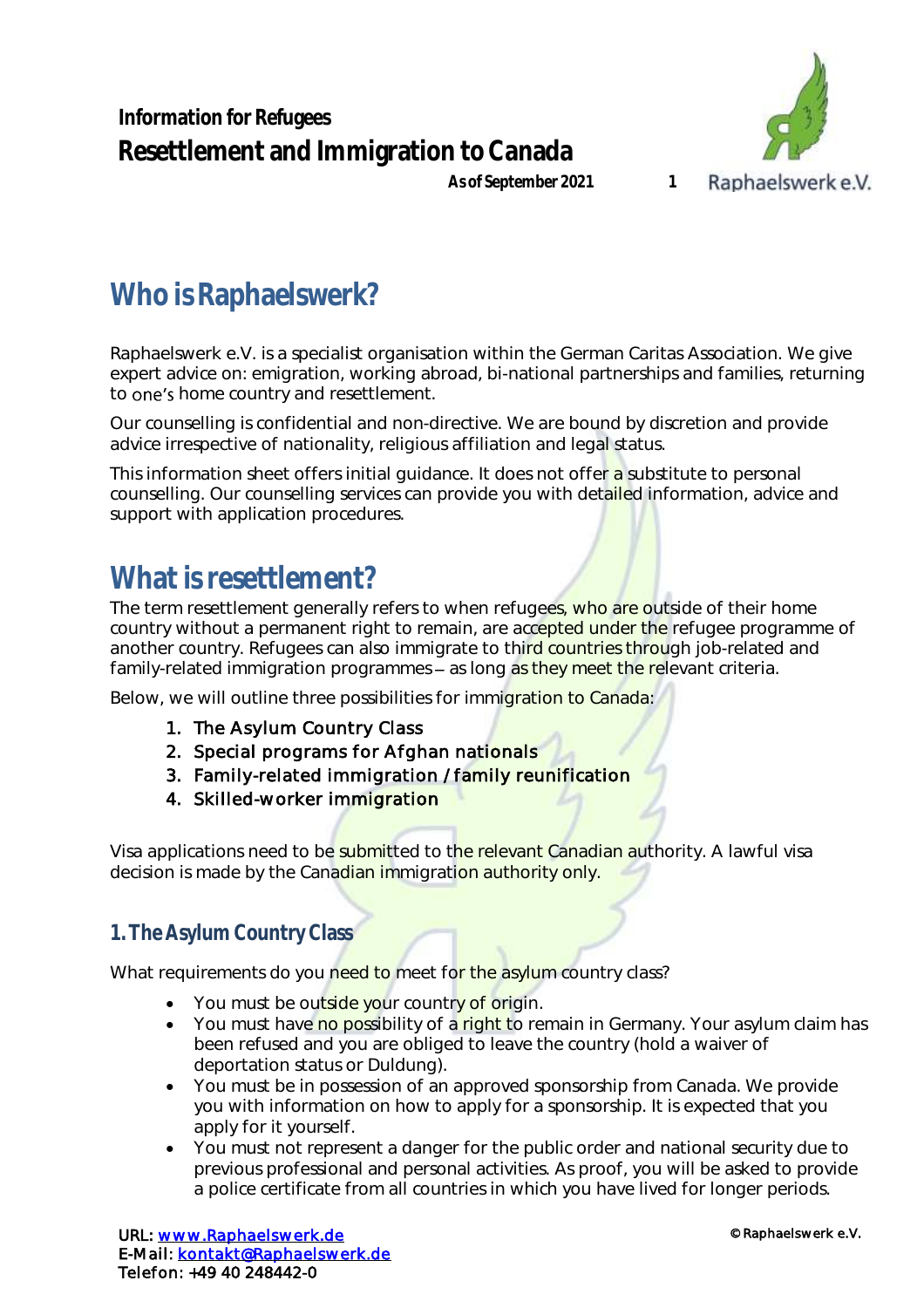**Information for Refugees**

# Resettlement and Immigration to Canada

**As of September 2021**

## Who is Raphaelswerk?

Raphaelswerk e.V. is a specialist organisation within the German Caritas Association. We give expert advice on: emigration, working abroad, bi-national partnerships and families, returning to one's home country and resettlement.

Our counselling is confidential and non-directive. We are bound by discretion and provide advice irrespective of nationality, religious affiliation and legal status.

This information sheet offers initial guidance. It does not offer a substitute to personal counselling. Our counselling services can provide you with detailed information, advice and support with application procedures.

## What is resettlement?

The term resettlement generally refers to when refugees, who are outside of their home country without a permanent right to remain, are accepted under the refugee programme of another country. Refugees can also immigrate to third countries through job-related and family-related immigration programmes – as long as they meet the relevant criteria.

Below, we will outline three possibilities for immigration to Canada:

1. The Asylum Country Class
2. Special programs for Afghan nationals
3. Family-related immigration / family reunification
4. Skilled-worker immigration

Visa applications need to be submitted to the relevant Canadian authority. A lawful visa decision is made by the Canadian immigration authority only.

### 1. The Asylum Country Class

What requirements do you need to meet for the asylum country class?

- You must be outside your country of origin.
- You must have no possibility of a right to remain in Germany. Your asylum claim has been refused and you are obliged to leave the country (hold a waiver of deportation status or Duldung).
- You must be in possession of an approved sponsorship from Canada. We provide you with information on how to apply for a sponsorship. It is expected that you apply for it yourself.
- You must not represent a danger for the public order and national security due to previous professional and personal activities. As proof, you will be asked to provide a police certificate from all countries in which you have lived for longer periods.

URL: www.Raphaelswerk.de
E-Mail: kontakt@Raphaelswerk.de
Telefon: +49 40 248442-0

© Raphaelswerk e.V.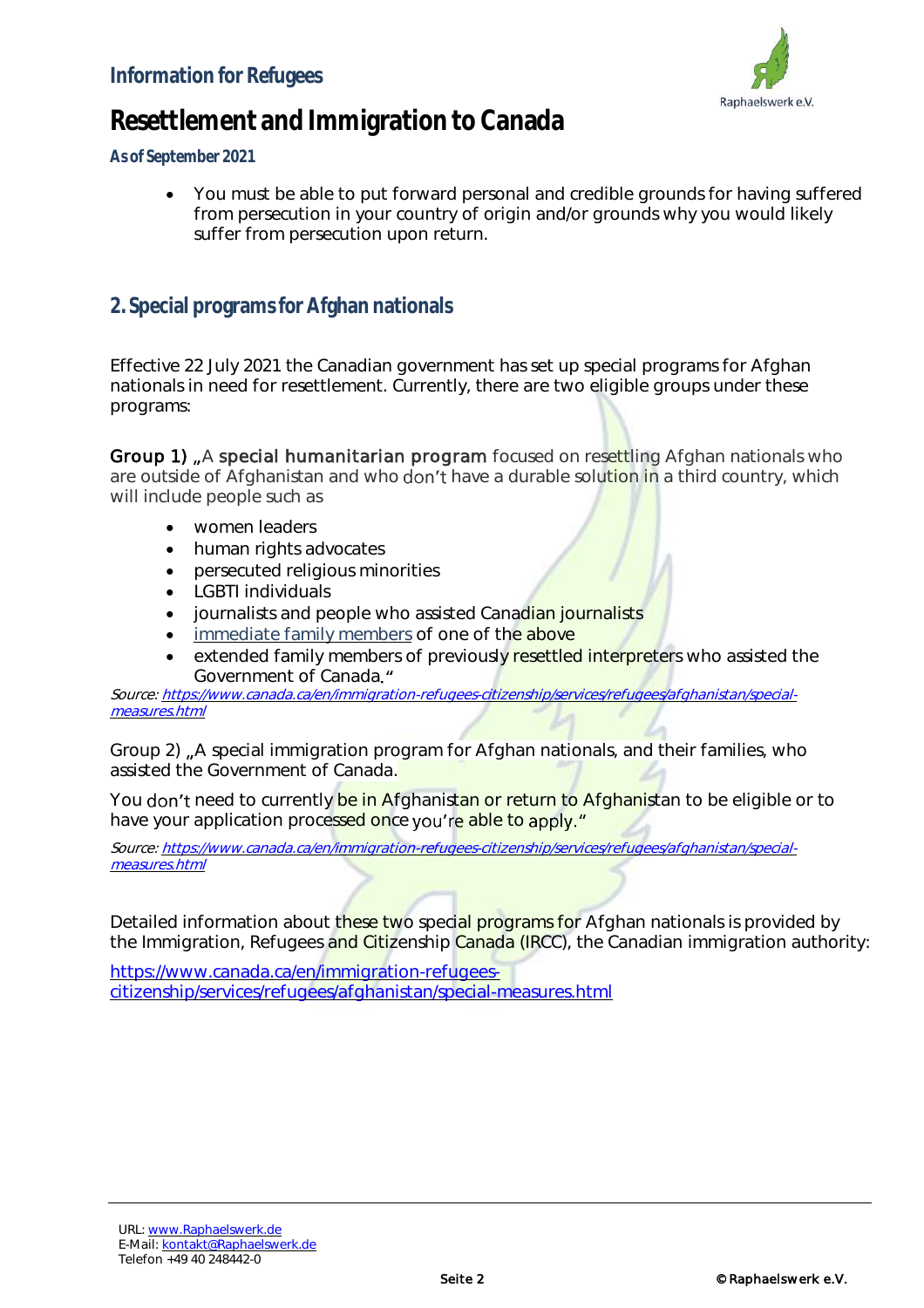- You must be able to put forward personal and credible grounds for having suffered from persecution in your country of origin and/or grounds why you would likely suffer from persecution upon return.

## 2. Special programs for Afghan nationals

Effective 22 July 2021 the Canadian government has set up special programs for Afghan nationals in need for resettlement. Currently, there are two eligible groups under these programs:

Group 1) „A special humanitarian program focused on resettling Afghan nationals who are outside of Afghanistan and who don't have a durable solution in a third country, which will include people such as

- women leaders
- human rights advocates
- persecuted religious minorities
- LGBTI individuals
- journalists and people who assisted Canadian journalists
- immediate family members of one of the above
- extended family members of previously resettled interpreters who assisted the Government of Canada."

*Source: https://www.canada.ca/en/immigration-refugees-citizenship/services/refugees/afghanistan/special-measures.html*

Group 2) „A special immigration program for Afghan nationals, and their families, who assisted the Government of Canada.

You don't need to currently be in Afghanistan or return to Afghanistan to be eligible or to have your application processed once you're able to apply."

*Source: https://www.canada.ca/en/immigration-refugees-citizenship/services/refugees/afghanistan/special-measures.html*

Detailed information about these two special programs for Afghan nationals is provided by the Immigration, Refugees and Citizenship Canada (IRCC), the Canadian immigration authority:

https://www.canada.ca/en/immigration-refugees-citizenship/services/refugees/afghanistan/special-measures.html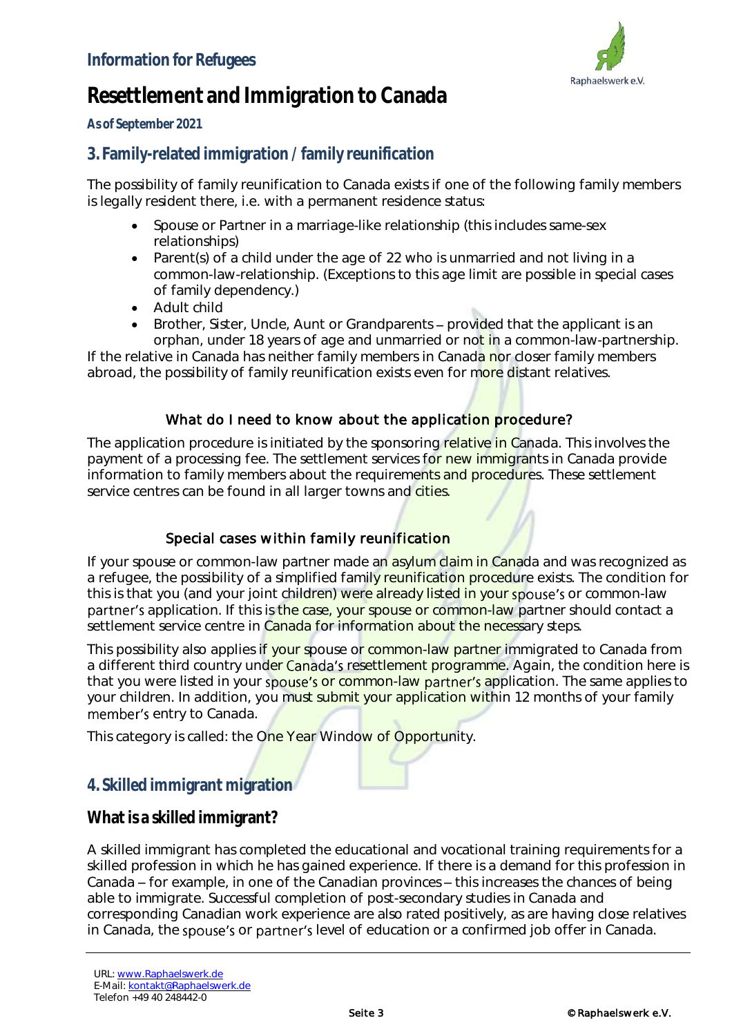## 3. Family-related immigration / family reunification

The possibility of family reunification to Canada exists if one of the following family members is legally resident there, i.e. with a permanent residence status:

- Spouse or Partner in a marriage-like relationship (this includes same-sex relationships)
- Parent(s) of a child under the age of 22 who is unmarried and not living in a common-law-relationship. (Exceptions to this age limit are possible in special cases of family dependency.)
- Adult child
- Brother, Sister, Uncle, Aunt or Grandparents – provided that the applicant is an orphan, under 18 years of age and unmarried or not in a common-law-partnership.

If the relative in Canada has neither family members in Canada nor closer family members abroad, the possibility of family reunification exists even for more distant relatives.

### What do I need to know about the application procedure?

The application procedure is initiated by the sponsoring relative in Canada. This involves the payment of a processing fee. The settlement services for new immigrants in Canada provide information to family members about the requirements and procedures. These settlement service centres can be found in all larger towns and cities.

### Special cases within family reunification

If your spouse or common-law partner made an asylum claim in Canada and was recognized as a refugee, the possibility of a simplified family reunification procedure exists. The condition for this is that you (and your joint children) were already listed in your spouse's or common-law partner's application. If this is the case, your spouse or common-law partner should contact a settlement service centre in Canada for information about the necessary steps.

This possibility also applies if your spouse or common-law partner immigrated to Canada from a different third country under Canada's resettlement programme. Again, the condition here is that you were listed in your spouse's or common-law partner's application. The same applies to your children. In addition, you must submit your application within 12 months of your family member's entry to Canada.

This category is called: the One Year Window of Opportunity.

## 4. Skilled immigrant migration

### What is a skilled immigrant?

A skilled immigrant has completed the educational and vocational training requirements for a skilled profession in which he has gained experience. If there is a demand for this profession in Canada – for example, in one of the Canadian provinces – this increases the chances of being able to immigrate. Successful completion of post-secondary studies in Canada and corresponding Canadian work experience are also rated positively, as are having close relatives in Canada, the spouse's or partner's level of education or a confirmed job offer in Canada.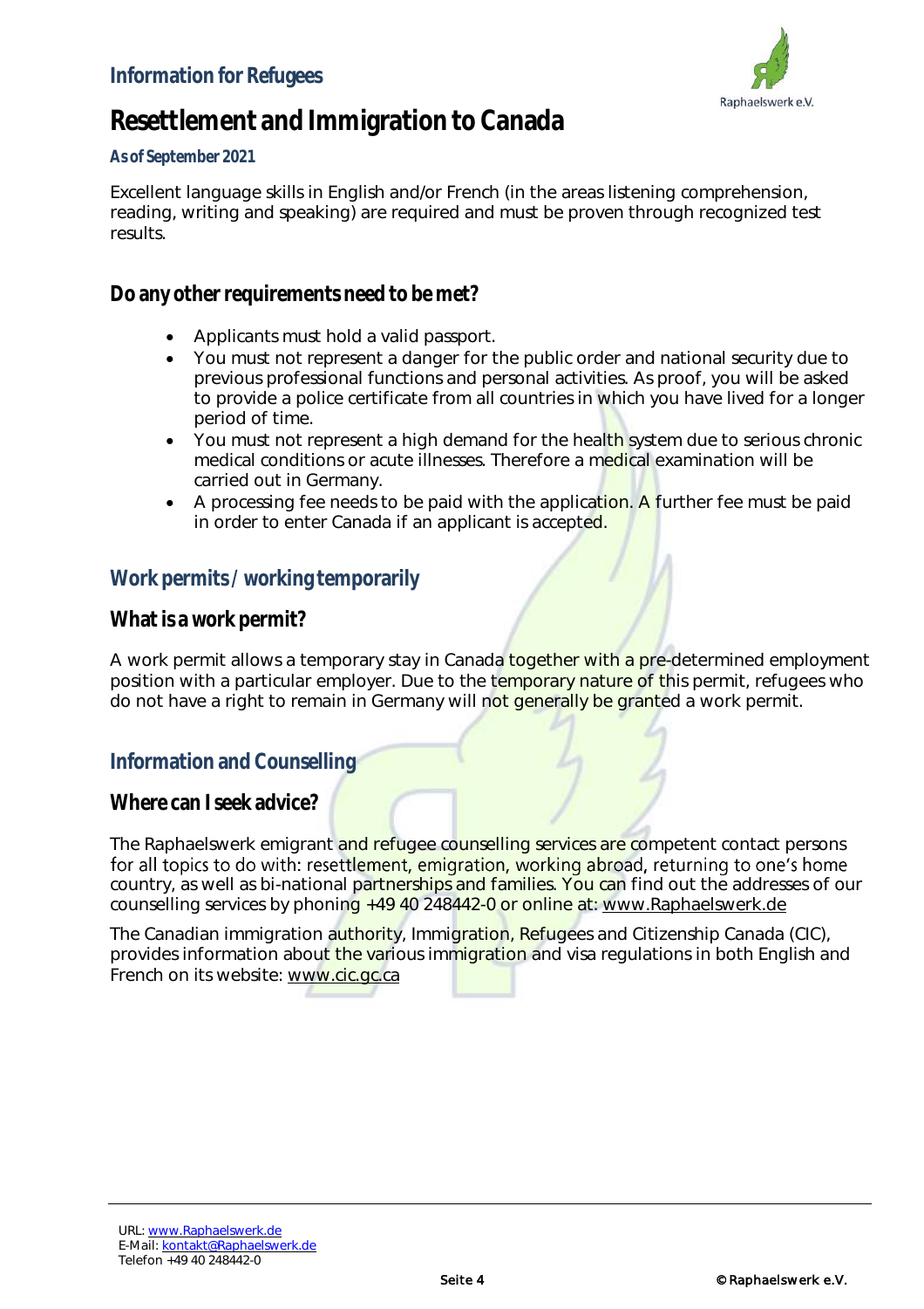Excellent language skills in English and/or French (in the areas listening comprehension, reading, writing and speaking) are required and must be proven through recognized test results.

## Do any other requirements need to be met?

- Applicants must hold a valid passport.
- You must not represent a danger for the public order and national security due to previous professional functions and personal activities. As proof, you will be asked to provide a police certificate from all countries in which you have lived for a longer period of time.
- You must not represent a high demand for the health system due to serious chronic medical conditions or acute illnesses. Therefore a medical examination will be carried out in Germany.
- A processing fee needs to be paid with the application. A further fee must be paid in order to enter Canada if an applicant is accepted.

## Work permits / working temporarily

### What is a work permit?

A work permit allows a temporary stay in Canada together with a pre-determined employment position with a particular employer. Due to the temporary nature of this permit, refugees who do not have a right to remain in Germany will not generally be granted a work permit.

## Information and Counselling

### Where can I seek advice?

The Raphaelswerk emigrant and refugee counselling services are competent contact persons for all topics to do with: resettlement, emigration, working abroad, returning to one's home country, as well as bi-national partnerships and families. You can find out the addresses of our counselling services by phoning +49 40 248442-0 or online at: www.Raphaelswerk.de

The Canadian immigration authority, Immigration, Refugees and Citizenship Canada (CIC), provides information about the various immigration and visa regulations in both English and French on its website: www.cic.gc.ca